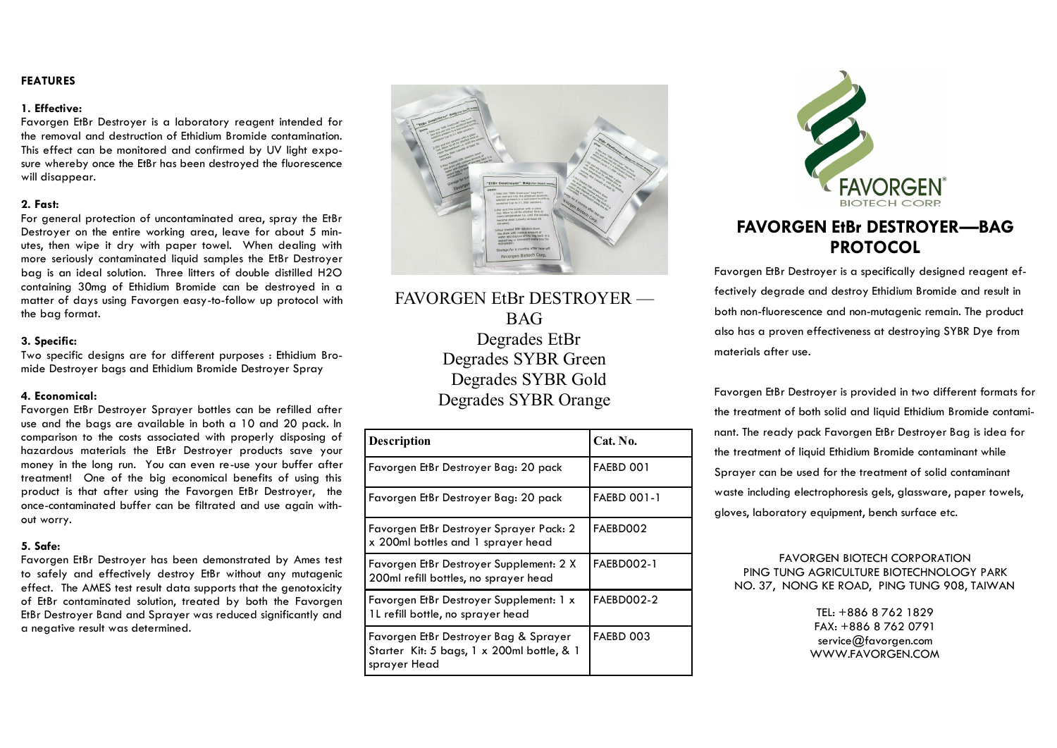## FEATURES

**1. Effective:**

Favorgen EtBr Destroyer is a laboratory reagent intended for the removal and destruction of Ethidium Bromide contamination. This effect can be monitored and confirmed by UV light exposure whereby once the EtBr has been destroyed the fluorescence will disappear.

**2. Fast:**

For general protection of uncontaminated area, spray the EtBr Destroyer on the entire working area, leave for about 5 minutes, then wipe it dry with paper towel. When dealing with more seriously contaminated liquid samples the EtBr Destroyer bag is an ideal solution. Three litters of double distilled H2O containing 30mg of Ethidium Bromide can be destroyed in a matter of days using Favorgen easy-to-follow up protocol with the bag format.

**3. Specific:**

Two specific designs are for different purposes : Ethidium Bromide Destroyer bags and Ethidium Bromide Destroyer Spray

**4. Economical:**

Favorgen EtBr Destroyer Sprayer bottles can be refilled after use and the bags are available in both a 10 and 20 pack. In comparison to the costs associated with properly disposing of hazardous materials the EtBr Destroyer products save your money in the long run. You can even re-use your buffer after treatment! One of the big economical benefits of using this product is that after using the Favorgen EtBr Destroyer, the once-contaminated buffer can be filtrated and use again without worry.

**5. Safe:**

Favorgen EtBr Destroyer has been demonstrated by Ames test to safely and effectively destroy EtBr without any mutagenic effect. The AMES test result data supports that the genotoxicity of EtBr contaminated solution, treated by both the Favorgen EtBr Destroyer Band and Sprayer was reduced significantly and a negative result was determined.

FAVORGEN EtBr DESTROYER — BAG

Degrades EtBr

Degrades SYBR Green

Degrades SYBR Gold

Degrades SYBR Orange

| Description | Cat. No. |
|---|---|
| Favorgen EtBr Destroyer Bag: 20 pack | FAEBD 001 |
| Favorgen EtBr Destroyer Bag: 20 pack | FAEBD 001-1 |
| Favorgen EtBr Destroyer Sprayer Pack: 2 x 200ml bottles and 1 sprayer head | FAEBD002 |
| Favorgen EtBr Destroyer Supplement: 2 X 200ml refill bottles, no sprayer head | FAEBD002-1 |
| Favorgen EtBr Destroyer Supplement: 1 x 1L refill bottle, no sprayer head | FAEBD002-2 |
| Favorgen EtBr Destroyer Bag & Sprayer Starter Kit: 5 bags, 1 x 200ml bottle, & 1 sprayer Head | FAEBD 003 |

FAVORGEN®
BIOTECH CORP.

# FAVORGEN EtBr DESTROYER—BAG PROTOCOL

Favorgen EtBr Destroyer is a specifically designed reagent effectively degrade and destroy Ethidium Bromide and result in both non-fluorescence and non-mutagenic remain. The product also has a proven effectiveness at destroying SYBR Dye from materials after use.

Favorgen EtBr Destroyer is provided in two different formats for the treatment of both solid and liquid Ethidium Bromide contaminant. The ready pack Favorgen EtBr Destroyer Bag is idea for the treatment of liquid Ethidium Bromide contaminant while Sprayer can be used for the treatment of solid contaminant waste including electrophoresis gels, glassware, paper towels, gloves, laboratory equipment, bench surface etc.

FAVORGEN BIOTECH CORPORATION
PING TUNG AGRICULTURE BIOTECHNOLOGY PARK
NO. 37, NONG KE ROAD, PING TUNG 908, TAIWAN

TEL: +886 8 762 1829
FAX: +886 8 762 0791
service@favorgen.com
WWW.FAVORGEN.COM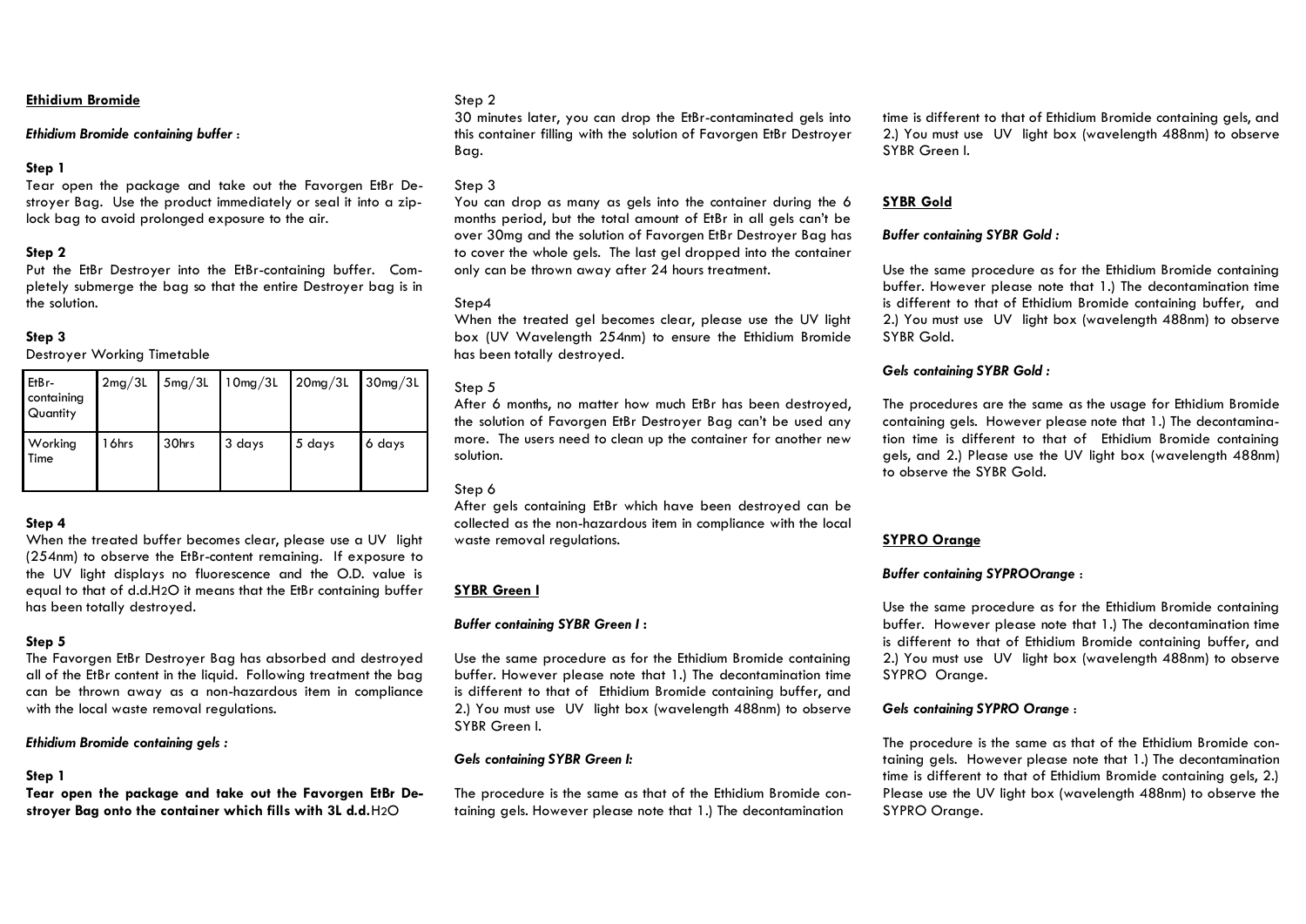**Ethidium Bromide**

***Ethidium Bromide containing buffer*** :

**Step 1**

Tear open the package and take out the Favorgen EtBr Destroyer Bag. Use the product immediately or seal it into a ziplock bag to avoid prolonged exposure to the air.

**Step 2**

Put the EtBr Destroyer into the EtBr-containing buffer. Completely submerge the bag so that the entire Destroyer bag is in the solution.

**Step 3**

Destroyer Working Timetable

| EtBr-containing Quantity | 2mg/3L | 5mg/3L | 10mg/3L | 20mg/3L | 30mg/3L |
|---|---|---|---|---|---|
| Working Time | 16hrs | 30hrs | 3 days | 5 days | 6 days |

**Step 4**

When the treated buffer becomes clear, please use a UV light (254nm) to observe the EtBr-content remaining. If exposure to the UV light displays no fluorescence and the O.D. value is equal to that of d.d.$H_2O$ it means that the EtBr containing buffer has been totally destroyed.

**Step 5**

The Favorgen EtBr Destroyer Bag has absorbed and destroyed all of the EtBr content in the liquid. Following treatment the bag can be thrown away as a non-hazardous item in compliance with the local waste removal regulations.

***Ethidium Bromide containing gels :***

**Step 1**

**Tear open the package and take out the Favorgen EtBr Destroyer Bag onto the container which fills with 3L d.d.**$H_2O$

Step 2

30 minutes later, you can drop the EtBr-contaminated gels into this container filling with the solution of Favorgen EtBr Destroyer Bag.

Step 3

You can drop as many as gels into the container during the 6 months period, but the total amount of EtBr in all gels can't be over 30mg and the solution of Favorgen EtBr Destroyer Bag has to cover the whole gels. The last gel dropped into the container only can be thrown away after 24 hours treatment.

Step4

When the treated gel becomes clear, please use the UV light box (UV Wavelength 254nm) to ensure the Ethidium Bromide has been totally destroyed.

Step 5

After 6 months, no matter how much EtBr has been destroyed, the solution of Favorgen EtBr Destroyer Bag can't be used any more. The users need to clean up the container for another new solution.

Step 6

After gels containing EtBr which have been destroyed can be collected as the non-hazardous item in compliance with the local waste removal regulations.

**SYBR Green I**

***Buffer containing SYBR Green I*** :

Use the same procedure as for the Ethidium Bromide containing buffer. However please note that 1.) The decontamination time is different to that of Ethidium Bromide containing buffer, and 2.) You must use UV light box (wavelength 488nm) to observe SYBR Green I.

***Gels containing SYBR Green I:***

The procedure is the same as that of the Ethidium Bromide containing gels. However please note that 1.) The decontamination time is different to that of Ethidium Bromide containing gels, and 2.) You must use UV light box (wavelength 488nm) to observe SYBR Green I.

**SYBR Gold**

***Buffer containing SYBR Gold :***

Use the same procedure as for the Ethidium Bromide containing buffer. However please note that 1.) The decontamination time is different to that of Ethidium Bromide containing buffer, and 2.) You must use UV light box (wavelength 488nm) to observe SYBR Gold.

***Gels containing SYBR Gold :***

The procedures are the same as the usage for Ethidium Bromide containing gels. However please note that 1.) The decontamination time is different to that of Ethidium Bromide containing gels, and 2.) Please use the UV light box (wavelength 488nm) to observe the SYBR Gold.

**SYPRO Orange**

***Buffer containing SYPROOrange*** :

Use the same procedure as for the Ethidium Bromide containing buffer. However please note that 1.) The decontamination time is different to that of Ethidium Bromide containing buffer, and 2.) You must use UV light box (wavelength 488nm) to observe SYPRO Orange.

***Gels containing SYPRO Orange*** :

The procedure is the same as that of the Ethidium Bromide containing gels. However please note that 1.) The decontamination time is different to that of Ethidium Bromide containing gels, 2.) Please use the UV light box (wavelength 488nm) to observe the SYPRO Orange.